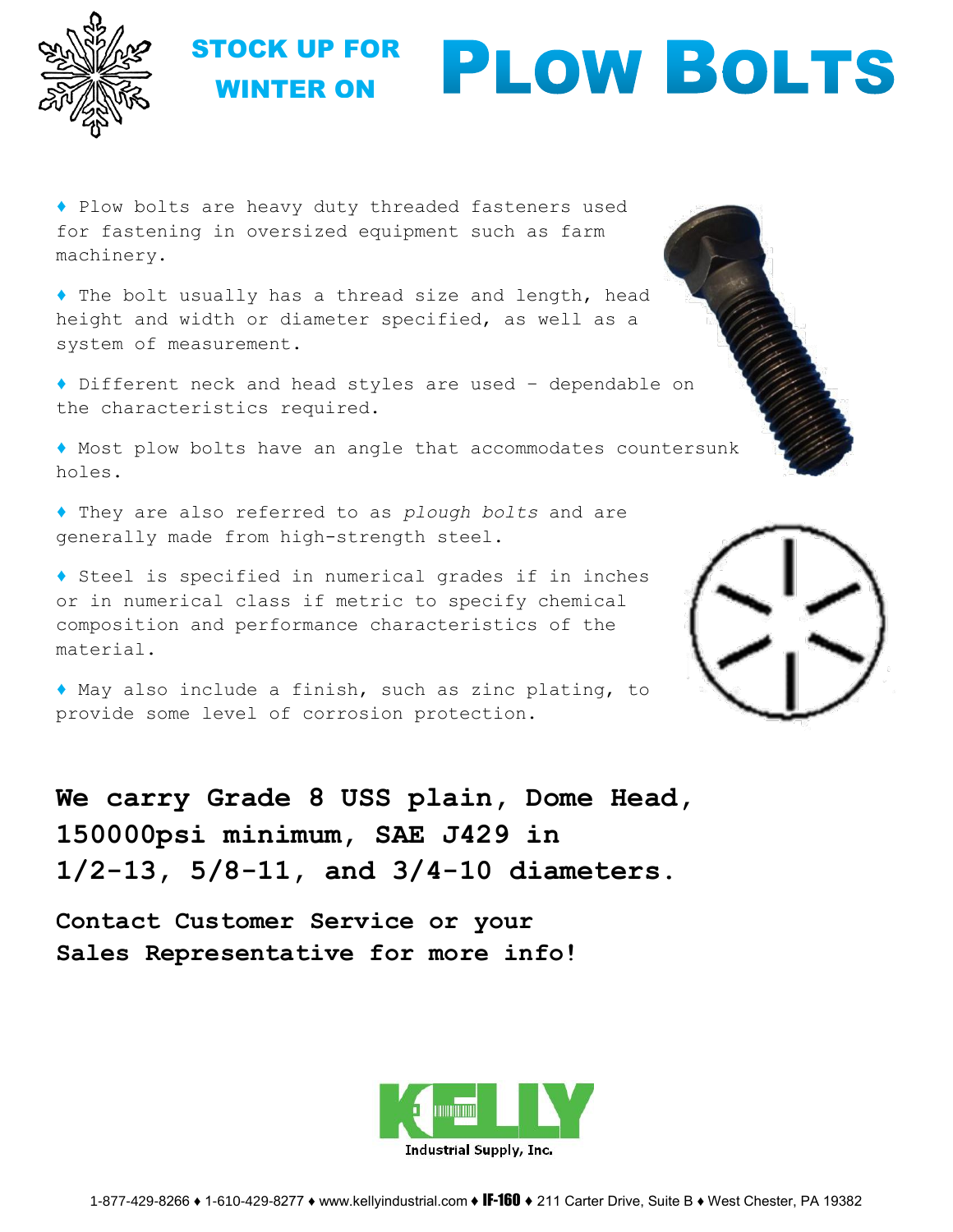# STOCK UP FOR WINTER ON PLOW BOLTS

♦ Plow bolts are heavy duty threaded fasteners used for fastening in oversized equipment such as farm machinery.

♦ The bolt usually has a thread size and length, head height and width or diameter specified, as well as a system of measurement.

♦ Different neck and head styles are used - dependable on the characteristics required.

♦ Most plow bolts have an angle that accommodates countersunk holes.

♦ They are also referred to as *plough bolts* and are generally made from high-strength steel.

♦ Steel is specified in numerical grades if in inches or in numerical class if metric to specify chemical composition and performance characteristics of the material.

♦ May also include a finish, such as zinc plating, to provide some level of corrosion protection.

**We carry Grade 8 USS plain, Dome Head, 150000psi minimum, SAE J429 in 1/2-13, 5/8-11, and 3/4-10 diameters.**

**Contact Customer Service or your Sales Representative for more info!**

KELLY Industrial Supply, Inc.

1-877-429-8266 ♦ 1-610-429-8277 ♦ www.kellyindustrial.com ♦ IF-160 ♦ 211 Carter Drive, Suite B ♦ West Chester, PA 19382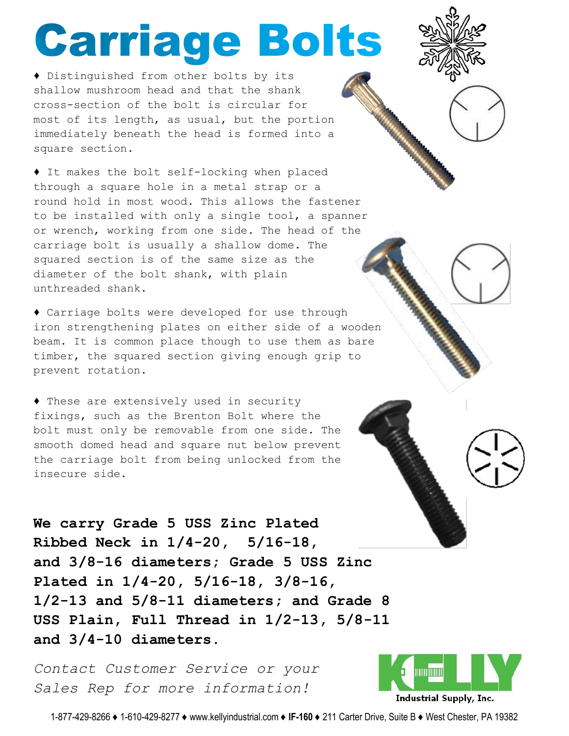# Carriage Bolts

♦ Distinguished from other bolts by its shallow mushroom head and that the shank cross-section of the bolt is circular for most of its length, as usual, but the portion immediately beneath the head is formed into a square section.

♦ It makes the bolt self-locking when placed through a square hole in a metal strap or a round hold in most wood. This allows the fastener to be installed with only a single tool, a spanner or wrench, working from one side. The head of the carriage bolt is usually a shallow dome. The squared section is of the same size as the diameter of the bolt shank, with plain unthreaded shank.

♦ Carriage bolts were developed for use through iron strengthening plates on either side of a wooden beam. It is common place though to use them as bare timber, the squared section giving enough grip to prevent rotation.

♦ These are extensively used in security fixings, such as the Brenton Bolt where the bolt must only be removable from one side. The smooth domed head and square nut below prevent the carriage bolt from being unlocked from the insecure side.

**We carry Grade 5 USS Zinc Plated Ribbed Neck in 1/4-20, 5/16-18, and 3/8-16 diameters; Grade 5 USS Zinc Plated in 1/4-20, 5/16-18, 3/8-16, 1/2-13 and 5/8-11 diameters; and Grade 8 USS Plain, Full Thread in 1/2-13, 5/8-11 and 3/4-10 diameters.**

*Contact Customer Service or your Sales Rep for more information!*

KELLY Industrial Supply, Inc.

1-877-429-8266 ♦ 1-610-429-8277 ♦ www.kellyindustrial.com ♦ **IF-160** ♦ 211 Carter Drive, Suite B ♦ West Chester, PA 19382